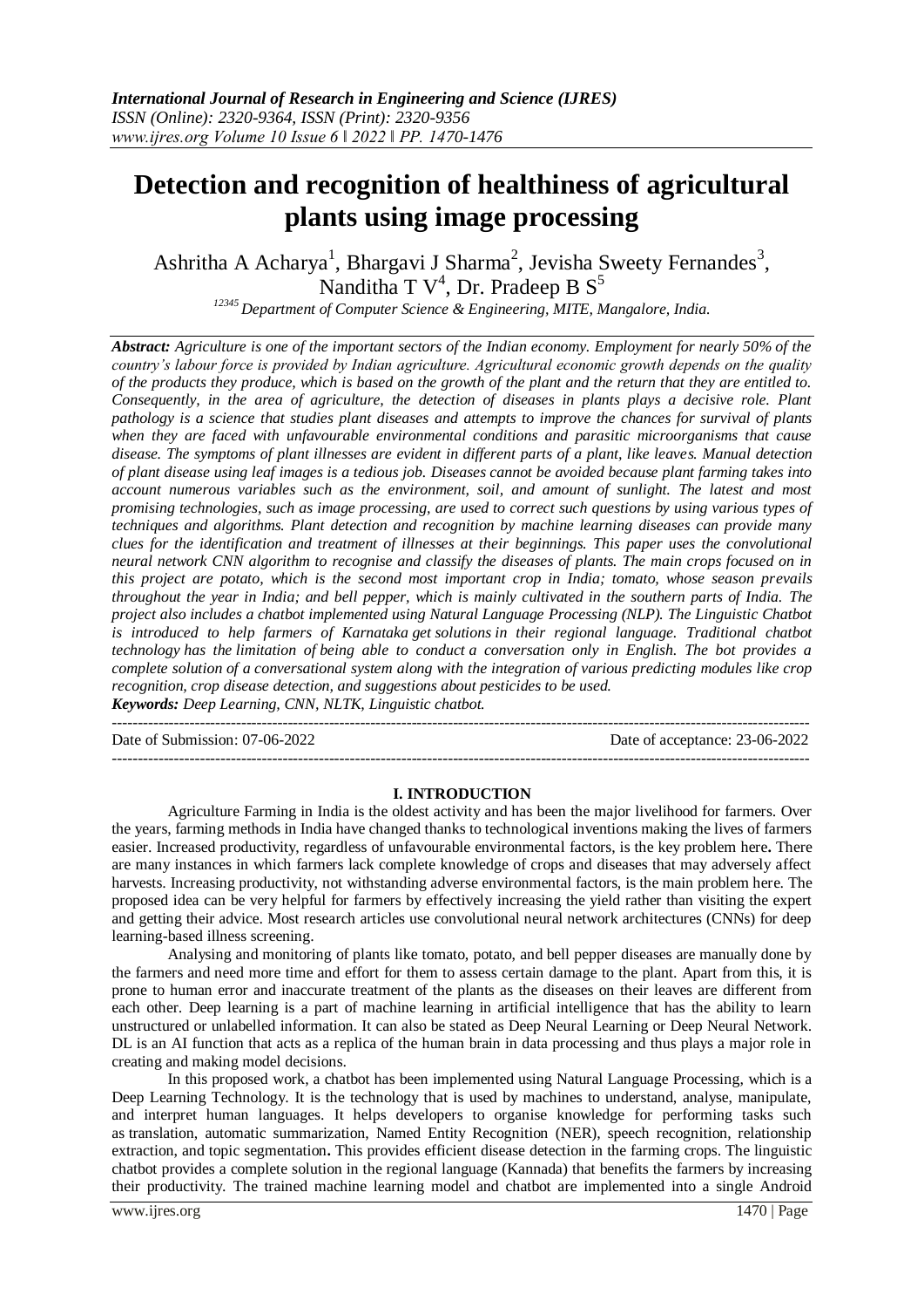# Detection and recognition of healthiness of agricultural plants using image processing

Ashritha A Acharya[1], Bhargavi J Sharma[2], Jevisha Sweety Fernandes[3], Nanditha T V[4], Dr. Pradeep B S[5]

[12345] *Department of Computer Science & Engineering, MITE, Mangalore, India.*

***Abstract:*** *Agriculture is one of the important sectors of the Indian economy. Employment for nearly 50% of the country's labour force is provided by Indian agriculture. Agricultural economic growth depends on the quality of the products they produce, which is based on the growth of the plant and the return that they are entitled to. Consequently, in the area of agriculture, the detection of diseases in plants plays a decisive role. Plant pathology is a science that studies plant diseases and attempts to improve the chances for survival of plants when they are faced with unfavourable environmental conditions and parasitic microorganisms that cause disease. The symptoms of plant illnesses are evident in different parts of a plant, like leaves. Manual detection of plant disease using leaf images is a tedious job. Diseases cannot be avoided because plant farming takes into account numerous variables such as the environment, soil, and amount of sunlight. The latest and most promising technologies, such as image processing, are used to correct such questions by using various types of techniques and algorithms. Plant detection and recognition by machine learning diseases can provide many clues for the identification and treatment of illnesses at their beginnings. This paper uses the convolutional neural network CNN algorithm to recognise and classify the diseases of plants. The main crops focused on in this project are potato, which is the second most important crop in India; tomato, whose season prevails throughout the year in India; and bell pepper, which is mainly cultivated in the southern parts of India. The project also includes a chatbot implemented using Natural Language Processing (NLP). The Linguistic Chatbot is introduced to help farmers of Karnataka get solutions in their regional language. Traditional chatbot technology has the limitation of being able to conduct a conversation only in English. The bot provides a complete solution of a conversational system along with the integration of various predicting modules like crop recognition, crop disease detection, and suggestions about pesticides to be used.*

***Keywords:*** *Deep Learning, CNN, NLTK, Linguistic chatbot.*

---

Date of Submission: 07-06-2022 Date of acceptance: 23-06-2022

---

## I. INTRODUCTION

Agriculture Farming in India is the oldest activity and has been the major livelihood for farmers. Over the years, farming methods in India have changed thanks to technological inventions making the lives of farmers easier. Increased productivity, regardless of unfavourable environmental factors, is the key problem here**.** There are many instances in which farmers lack complete knowledge of crops and diseases that may adversely affect harvests. Increasing productivity, not withstanding adverse environmental factors, is the main problem here. The proposed idea can be very helpful for farmers by effectively increasing the yield rather than visiting the expert and getting their advice. Most research articles use convolutional neural network architectures (CNNs) for deep learning-based illness screening.

Analysing and monitoring of plants like tomato, potato, and bell pepper diseases are manually done by the farmers and need more time and effort for them to assess certain damage to the plant. Apart from this, it is prone to human error and inaccurate treatment of the plants as the diseases on their leaves are different from each other. Deep learning is a part of machine learning in artificial intelligence that has the ability to learn unstructured or unlabelled information. It can also be stated as Deep Neural Learning or Deep Neural Network. DL is an AI function that acts as a replica of the human brain in data processing and thus plays a major role in creating and making model decisions.

In this proposed work, a chatbot has been implemented using Natural Language Processing, which is a Deep Learning Technology. It is the technology that is used by machines to understand, analyse, manipulate, and interpret human languages. It helps developers to organise knowledge for performing tasks such as translation, automatic summarization, Named Entity Recognition (NER), speech recognition, relationship extraction, and topic segmentation**.** This provides efficient disease detection in the farming crops. The linguistic chatbot provides a complete solution in the regional language (Kannada) that benefits the farmers by increasing their productivity. The trained machine learning model and chatbot are implemented into a single Android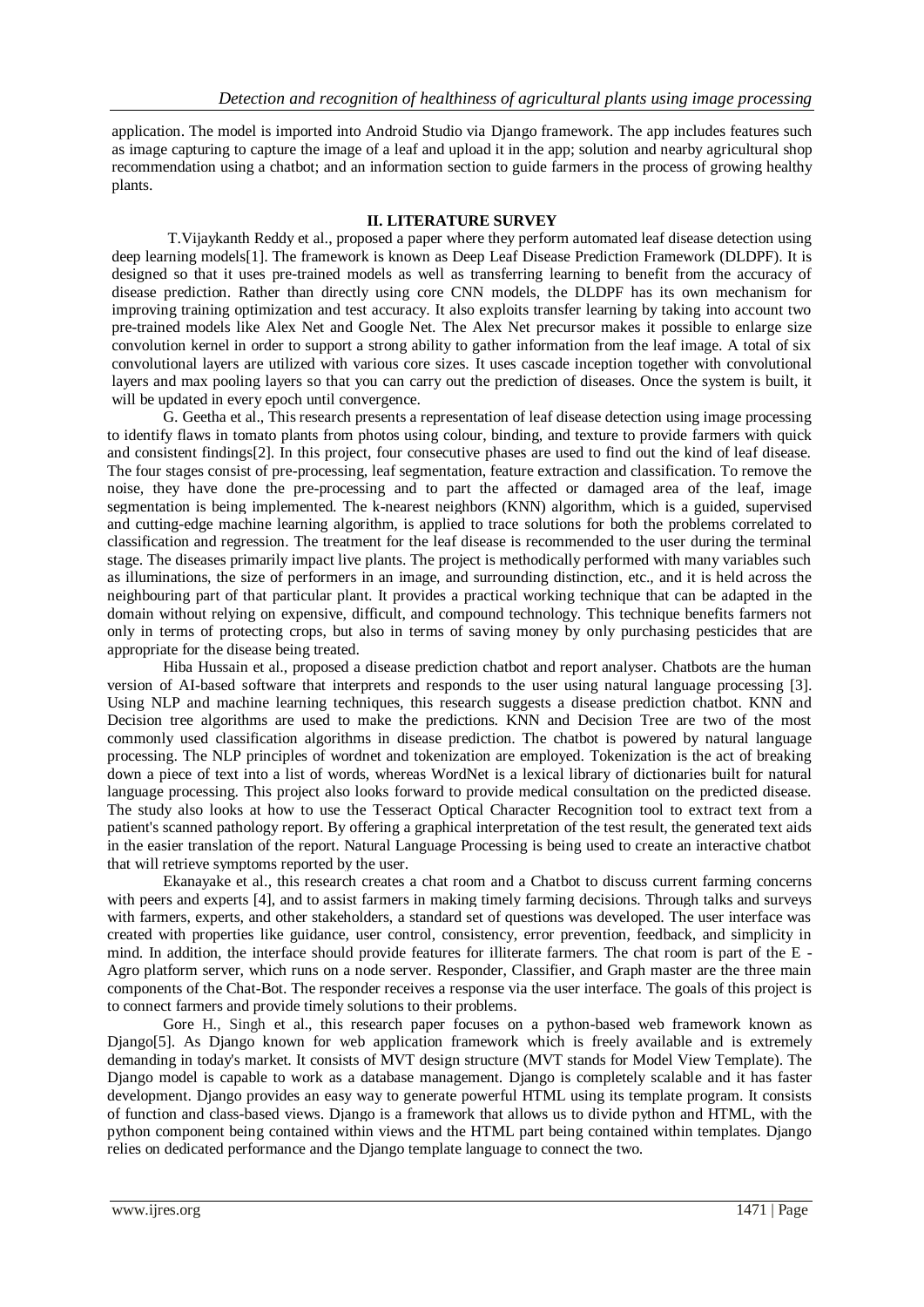application. The model is imported into Android Studio via Django framework. The app includes features such as image capturing to capture the image of a leaf and upload it in the app; solution and nearby agricultural shop recommendation using a chatbot; and an information section to guide farmers in the process of growing healthy plants.

## II. LITERATURE SURVEY

T.Vijaykanth Reddy et al., proposed a paper where they perform automated leaf disease detection using deep learning models[1]. The framework is known as Deep Leaf Disease Prediction Framework (DLDPF). It is designed so that it uses pre-trained models as well as transferring learning to benefit from the accuracy of disease prediction. Rather than directly using core CNN models, the DLDPF has its own mechanism for improving training optimization and test accuracy. It also exploits transfer learning by taking into account two pre-trained models like Alex Net and Google Net. The Alex Net precursor makes it possible to enlarge size convolution kernel in order to support a strong ability to gather information from the leaf image. A total of six convolutional layers are utilized with various core sizes. It uses cascade inception together with convolutional layers and max pooling layers so that you can carry out the prediction of diseases. Once the system is built, it will be updated in every epoch until convergence.

G. Geetha et al., This research presents a representation of leaf disease detection using image processing to identify flaws in tomato plants from photos using colour, binding, and texture to provide farmers with quick and consistent findings[2]. In this project, four consecutive phases are used to find out the kind of leaf disease. The four stages consist of pre-processing, leaf segmentation, feature extraction and classification. To remove the noise, they have done the pre-processing and to part the affected or damaged area of the leaf, image segmentation is being implemented. The k-nearest neighbors (KNN) algorithm, which is a guided, supervised and cutting-edge machine learning algorithm, is applied to trace solutions for both the problems correlated to classification and regression. The treatment for the leaf disease is recommended to the user during the terminal stage. The diseases primarily impact live plants. The project is methodically performed with many variables such as illuminations, the size of performers in an image, and surrounding distinction, etc., and it is held across the neighbouring part of that particular plant. It provides a practical working technique that can be adapted in the domain without relying on expensive, difficult, and compound technology. This technique benefits farmers not only in terms of protecting crops, but also in terms of saving money by only purchasing pesticides that are appropriate for the disease being treated.

Hiba Hussain et al., proposed a disease prediction chatbot and report analyser. Chatbots are the human version of AI-based software that interprets and responds to the user using natural language processing [3]. Using NLP and machine learning techniques, this research suggests a disease prediction chatbot. KNN and Decision tree algorithms are used to make the predictions. KNN and Decision Tree are two of the most commonly used classification algorithms in disease prediction. The chatbot is powered by natural language processing. The NLP principles of wordnet and tokenization are employed. Tokenization is the act of breaking down a piece of text into a list of words, whereas WordNet is a lexical library of dictionaries built for natural language processing. This project also looks forward to provide medical consultation on the predicted disease. The study also looks at how to use the Tesseract Optical Character Recognition tool to extract text from a patient's scanned pathology report. By offering a graphical interpretation of the test result, the generated text aids in the easier translation of the report. Natural Language Processing is being used to create an interactive chatbot that will retrieve symptoms reported by the user.

Ekanayake et al., this research creates a chat room and a Chatbot to discuss current farming concerns with peers and experts [4], and to assist farmers in making timely farming decisions. Through talks and surveys with farmers, experts, and other stakeholders, a standard set of questions was developed. The user interface was created with properties like guidance, user control, consistency, error prevention, feedback, and simplicity in mind. In addition, the interface should provide features for illiterate farmers. The chat room is part of the E - Agro platform server, which runs on a node server. Responder, Classifier, and Graph master are the three main components of the Chat-Bot. The responder receives a response via the user interface. The goals of this project is to connect farmers and provide timely solutions to their problems.

Gore H., Singh et al., this research paper focuses on a python-based web framework known as Django[5]. As Django known for web application framework which is freely available and is extremely demanding in today's market. It consists of MVT design structure (MVT stands for Model View Template). The Django model is capable to work as a database management. Django is completely scalable and it has faster development. Django provides an easy way to generate powerful HTML using its template program. It consists of function and class-based views. Django is a framework that allows us to divide python and HTML, with the python component being contained within views and the HTML part being contained within templates. Django relies on dedicated performance and the Django template language to connect the two.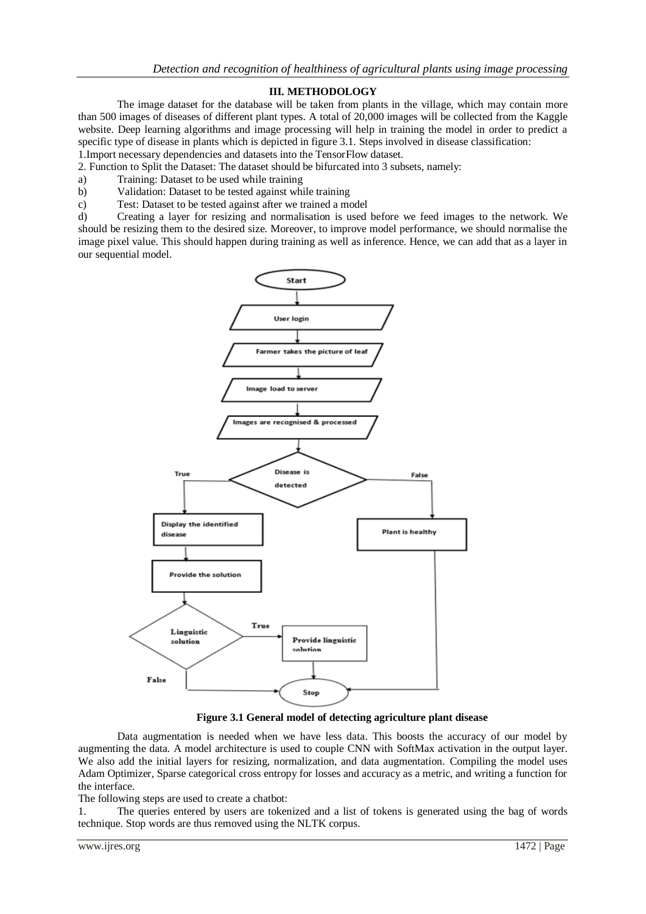## III. METHODOLOGY

The image dataset for the database will be taken from plants in the village, which may contain more than 500 images of diseases of different plant types. A total of 20,000 images will be collected from the Kaggle website. Deep learning algorithms and image processing will help in training the model in order to predict a specific type of disease in plants which is depicted in figure 3.1. Steps involved in disease classification:

1.Import necessary dependencies and datasets into the TensorFlow dataset.

2. Function to Split the Dataset: The dataset should be bifurcated into 3 subsets, namely:

a) Training: Dataset to be used while training

b) Validation: Dataset to be tested against while training

c) Test: Dataset to be tested against after we trained a model

d) Creating a layer for resizing and normalisation is used before we feed images to the network. We should be resizing them to the desired size. Moreover, to improve model performance, we should normalise the image pixel value. This should happen during training as well as inference. Hence, we can add that as a layer in our sequential model.

**Figure 3.1 General model of detecting agriculture plant disease**

Data augmentation is needed when we have less data. This boosts the accuracy of our model by augmenting the data. A model architecture is used to couple CNN with SoftMax activation in the output layer. We also add the initial layers for resizing, normalization, and data augmentation. Compiling the model uses Adam Optimizer, Sparse categorical cross entropy for losses and accuracy as a metric, and writing a function for the interface.

The following steps are used to create a chatbot:

1. The queries entered by users are tokenized and a list of tokens is generated using the bag of words technique. Stop words are thus removed using the NLTK corpus.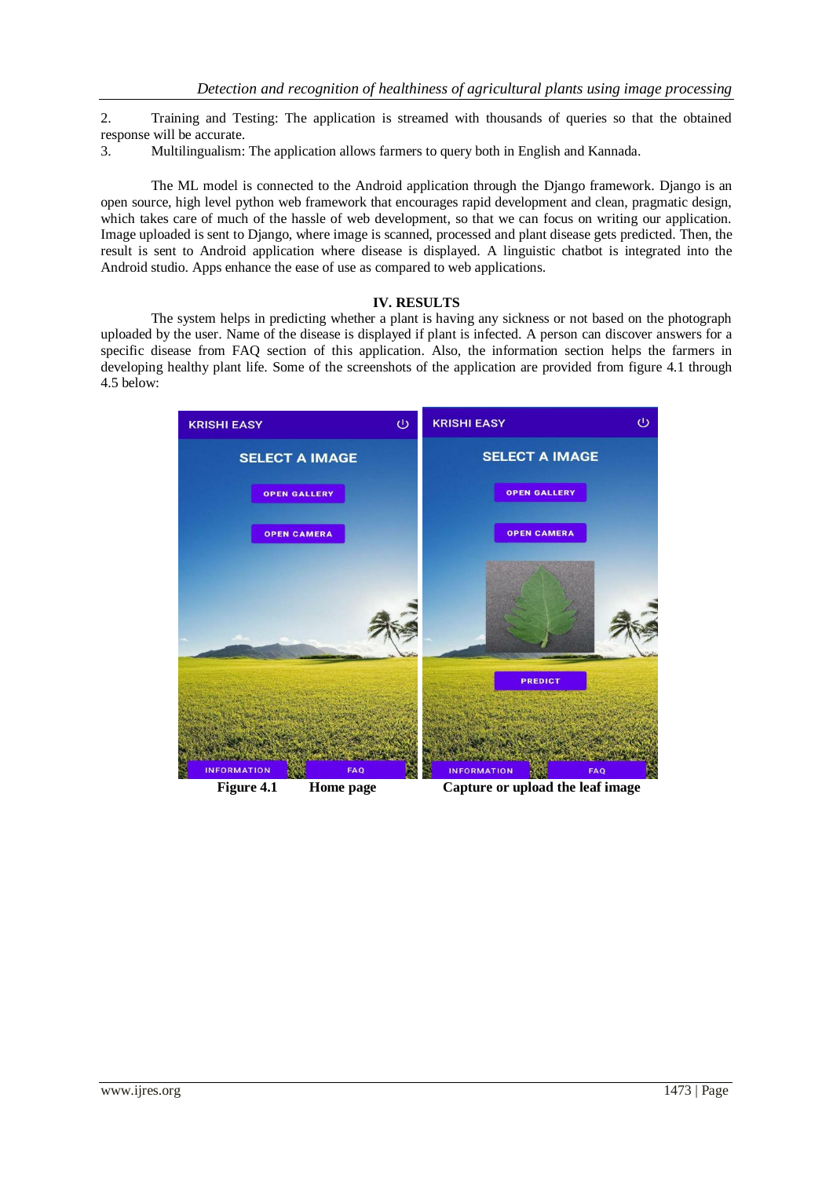2. Training and Testing: The application is streamed with thousands of queries so that the obtained response will be accurate.
3. Multilingualism: The application allows farmers to query both in English and Kannada.

The ML model is connected to the Android application through the Django framework. Django is an open source, high level python web framework that encourages rapid development and clean, pragmatic design, which takes care of much of the hassle of web development, so that we can focus on writing our application. Image uploaded is sent to Django, where image is scanned, processed and plant disease gets predicted. Then, the result is sent to Android application where disease is displayed. A linguistic chatbot is integrated into the Android studio. Apps enhance the ease of use as compared to web applications.

## IV. RESULTS

The system helps in predicting whether a plant is having any sickness or not based on the photograph uploaded by the user. Name of the disease is displayed if plant is infected. A person can discover answers for a specific disease from FAQ section of this application. Also, the information section helps the farmers in developing healthy plant life. Some of the screenshots of the application are provided from figure 4.1 through 4.5 below:

**Figure 4.1 Home page Capture or upload the leaf image**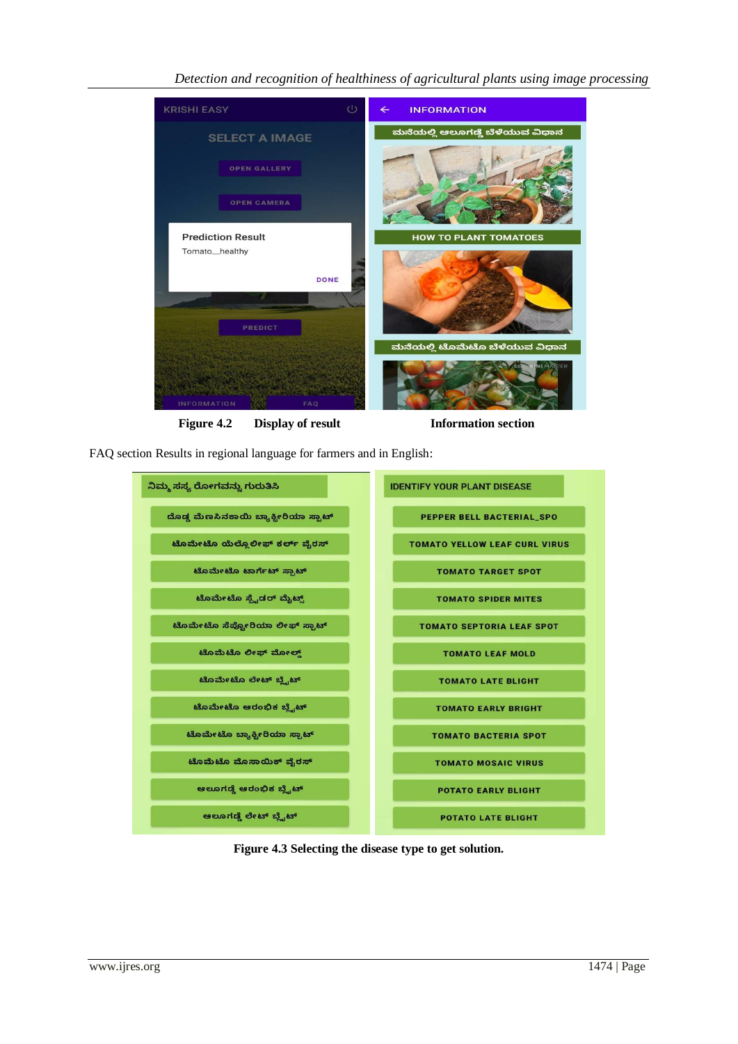**Figure 4.2 Display of result Information section**

FAQ section Results in regional language for farmers and in English:

**Figure 4.3 Selecting the disease type to get solution.**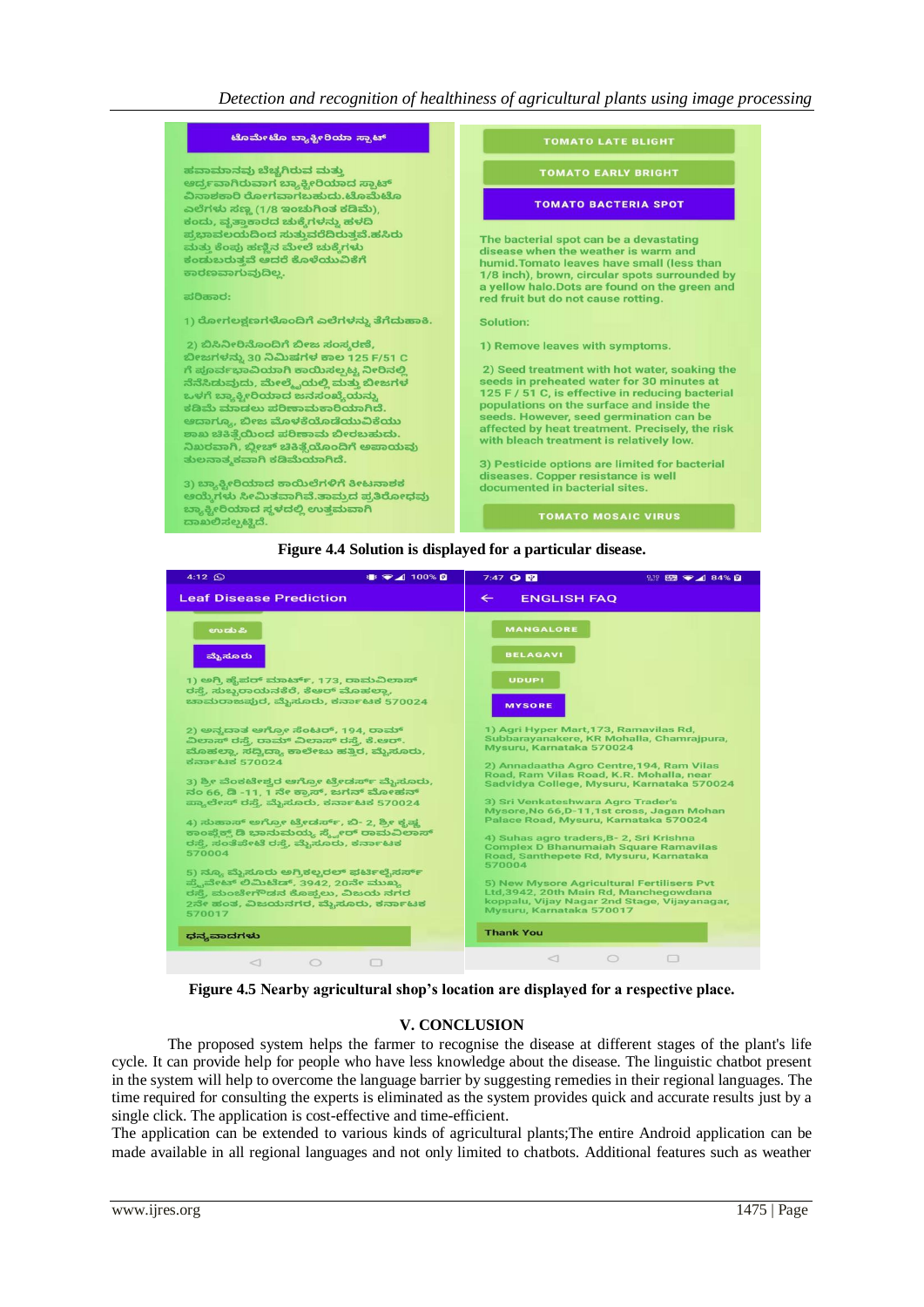Figure 4.4 Solution is displayed for a particular disease.

Figure 4.5 Nearby agricultural shop's location are displayed for a respective place.

## V. CONCLUSION

The proposed system helps the farmer to recognise the disease at different stages of the plant's life cycle. It can provide help for people who have less knowledge about the disease. The linguistic chatbot present in the system will help to overcome the language barrier by suggesting remedies in their regional languages. The time required for consulting the experts is eliminated as the system provides quick and accurate results just by a single click. The application is cost-effective and time-efficient.

The application can be extended to various kinds of agricultural plants;The entire Android application can be made available in all regional languages and not only limited to chatbots. Additional features such as weather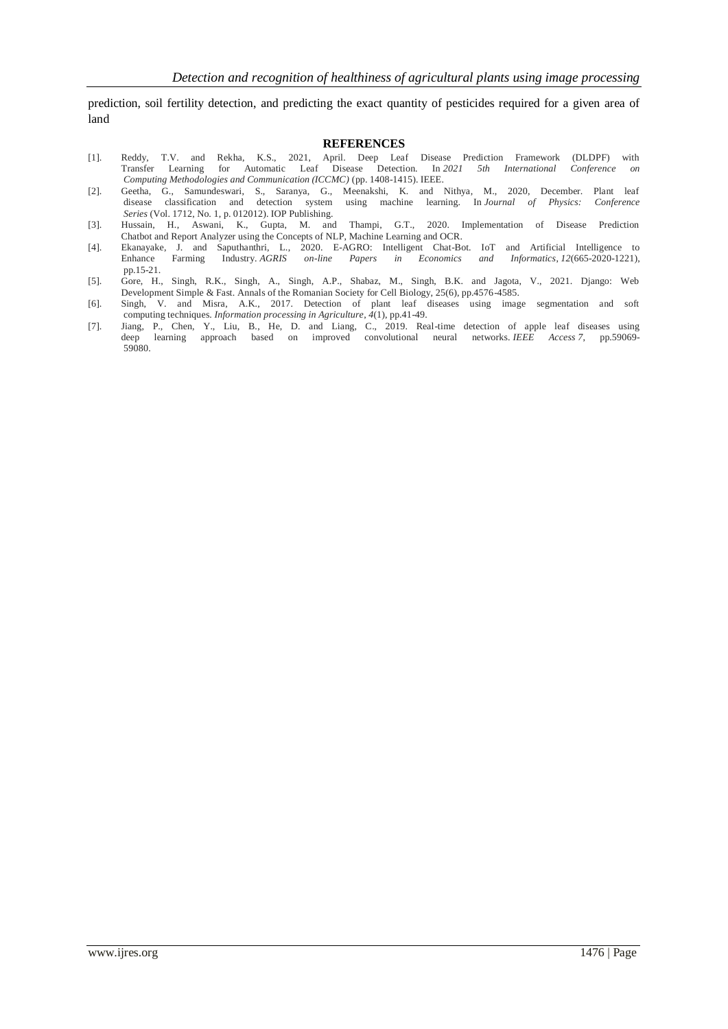prediction, soil fertility detection, and predicting the exact quantity of pesticides required for a given area of land

## REFERENCES

[1]. Reddy, T.V. and Rekha, K.S., 2021, April. Deep Leaf Disease Prediction Framework (DLDPF) with Transfer Learning for Automatic Leaf Disease Detection. In *2021 5th International Conference on Computing Methodologies and Communication (ICCMC)* (pp. 1408-1415). IEEE.

[2]. Geetha, G., Samundeswari, S., Saranya, G., Meenakshi, K. and Nithya, M., 2020, December. Plant leaf disease classification and detection system using machine learning. In *Journal of Physics: Conference Series* (Vol. 1712, No. 1, p. 012012). IOP Publishing.

[3]. Hussain, H., Aswani, K., Gupta, M. and Thampi, G.T., 2020. Implementation of Disease Prediction Chatbot and Report Analyzer using the Concepts of NLP, Machine Learning and OCR.

[4]. Ekanayake, J. and Saputhanthri, L., 2020. E-AGRO: Intelligent Chat-Bot. IoT and Artificial Intelligence to Enhance Farming Industry. *AGRIS on-line Papers in Economics and Informatics*, *12*(665-2020-1221), pp.15-21.

[5]. Gore, H., Singh, R.K., Singh, A., Singh, A.P., Shabaz, M., Singh, B.K. and Jagota, V., 2021. Django: Web Development Simple & Fast. Annals of the Romanian Society for Cell Biology, 25(6), pp.4576-4585.

[6]. Singh, V. and Misra, A.K., 2017. Detection of plant leaf diseases using image segmentation and soft computing techniques. *Information processing in Agriculture*, *4*(1), pp.41-49.

[7]. Jiang, P., Chen, Y., Liu, B., He, D. and Liang, C., 2019. Real-time detection of apple leaf diseases using deep learning approach based on improved convolutional neural networks. *IEEE Access 7*, pp.59069-59080.